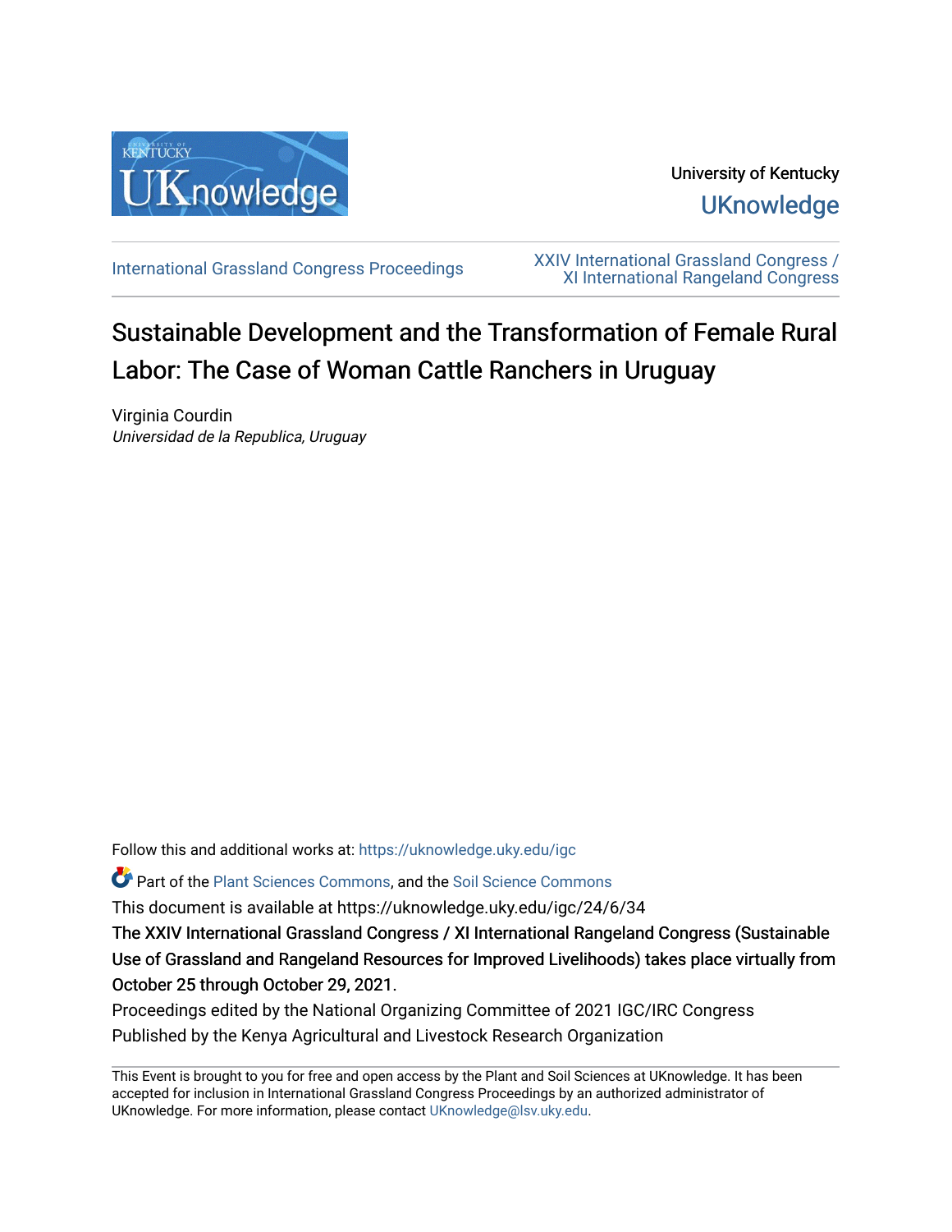University of Kentucky

UKnowledge

International Grassland Congress Proceedings

XXIV International Grassland Congress / XI International Rangeland Congress

# Sustainable Development and the Transformation of Female Rural Labor: The Case of Woman Cattle Ranchers in Uruguay

Virginia Courdin
*Universidad de la Republica, Uruguay*

Follow this and additional works at: https://uknowledge.uky.edu/igc

Part of the Plant Sciences Commons, and the Soil Science Commons

This document is available at https://uknowledge.uky.edu/igc/24/6/34

The XXIV International Grassland Congress / XI International Rangeland Congress (Sustainable Use of Grassland and Rangeland Resources for Improved Livelihoods) takes place virtually from October 25 through October 29, 2021.

Proceedings edited by the National Organizing Committee of 2021 IGC/IRC Congress

Published by the Kenya Agricultural and Livestock Research Organization

This Event is brought to you for free and open access by the Plant and Soil Sciences at UKnowledge. It has been accepted for inclusion in International Grassland Congress Proceedings by an authorized administrator of UKnowledge. For more information, please contact UKnowledge@lsv.uky.edu.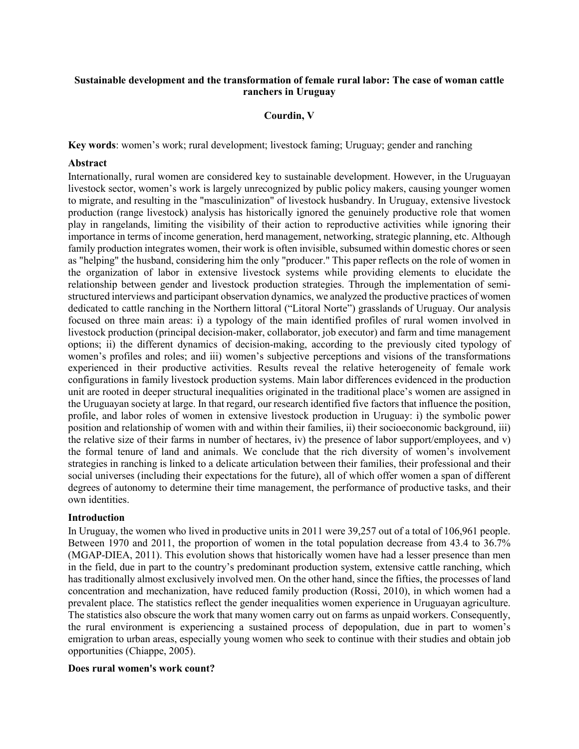**Sustainable development and the transformation of female rural labor: The case of woman cattle ranchers in Uruguay**

**Courdin, V**

**Key words**: women's work; rural development; livestock faming; Uruguay; gender and ranching

**Abstract**

Internationally, rural women are considered key to sustainable development. However, in the Uruguayan livestock sector, women's work is largely unrecognized by public policy makers, causing younger women to migrate, and resulting in the "masculinization" of livestock husbandry. In Uruguay, extensive livestock production (range livestock) analysis has historically ignored the genuinely productive role that women play in rangelands, limiting the visibility of their action to reproductive activities while ignoring their importance in terms of income generation, herd management, networking, strategic planning, etc. Although family production integrates women, their work is often invisible, subsumed within domestic chores or seen as "helping" the husband, considering him the only "producer." This paper reflects on the role of women in the organization of labor in extensive livestock systems while providing elements to elucidate the relationship between gender and livestock production strategies. Through the implementation of semi-structured interviews and participant observation dynamics, we analyzed the productive practices of women dedicated to cattle ranching in the Northern littoral ("Litoral Norte") grasslands of Uruguay. Our analysis focused on three main areas: i) a typology of the main identified profiles of rural women involved in livestock production (principal decision-maker, collaborator, job executor) and farm and time management options; ii) the different dynamics of decision-making, according to the previously cited typology of women's profiles and roles; and iii) women's subjective perceptions and visions of the transformations experienced in their productive activities. Results reveal the relative heterogeneity of female work configurations in family livestock production systems. Main labor differences evidenced in the production unit are rooted in deeper structural inequalities originated in the traditional place's women are assigned in the Uruguayan society at large. In that regard, our research identified five factors that influence the position, profile, and labor roles of women in extensive livestock production in Uruguay: i) the symbolic power position and relationship of women with and within their families, ii) their socioeconomic background, iii) the relative size of their farms in number of hectares, iv) the presence of labor support/employees, and v) the formal tenure of land and animals. We conclude that the rich diversity of women's involvement strategies in ranching is linked to a delicate articulation between their families, their professional and their social universes (including their expectations for the future), all of which offer women a span of different degrees of autonomy to determine their time management, the performance of productive tasks, and their own identities.

**Introduction**

In Uruguay, the women who lived in productive units in 2011 were 39,257 out of a total of 106,961 people. Between 1970 and 2011, the proportion of women in the total population decrease from 43.4 to 36.7% (MGAP-DIEA, 2011). This evolution shows that historically women have had a lesser presence than men in the field, due in part to the country's predominant production system, extensive cattle ranching, which has traditionally almost exclusively involved men. On the other hand, since the fifties, the processes of land concentration and mechanization, have reduced family production (Rossi, 2010), in which women had a prevalent place. The statistics reflect the gender inequalities women experience in Uruguayan agriculture. The statistics also obscure the work that many women carry out on farms as unpaid workers. Consequently, the rural environment is experiencing a sustained process of depopulation, due in part to women's emigration to urban areas, especially young women who seek to continue with their studies and obtain job opportunities (Chiappe, 2005).

**Does rural women's work count?**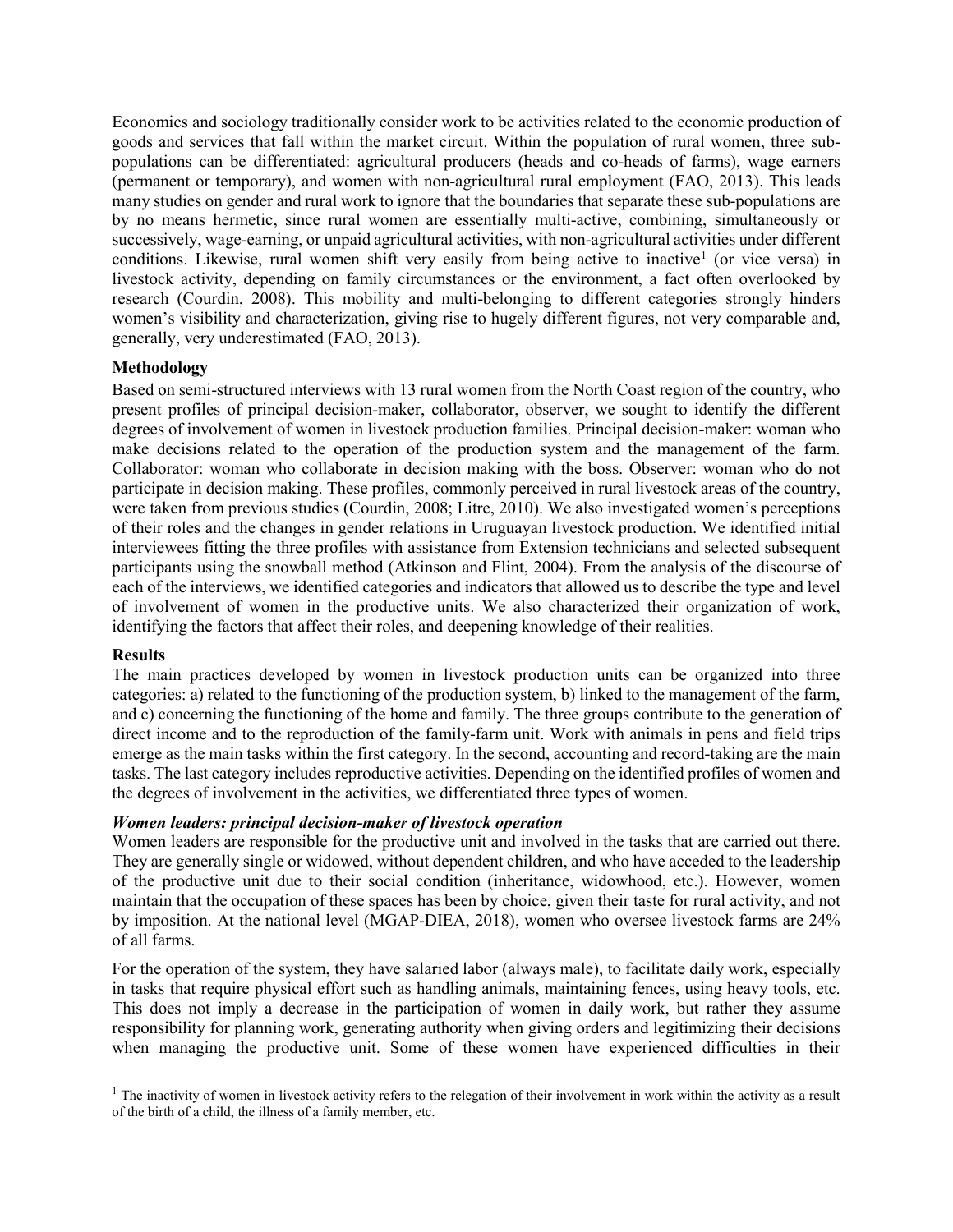Economics and sociology traditionally consider work to be activities related to the economic production of goods and services that fall within the market circuit. Within the population of rural women, three sub-populations can be differentiated: agricultural producers (heads and co-heads of farms), wage earners (permanent or temporary), and women with non-agricultural rural employment (FAO, 2013). This leads many studies on gender and rural work to ignore that the boundaries that separate these sub-populations are by no means hermetic, since rural women are essentially multi-active, combining, simultaneously or successively, wage-earning, or unpaid agricultural activities, with non-agricultural activities under different conditions. Likewise, rural women shift very easily from being active to inactive[1] (or vice versa) in livestock activity, depending on family circumstances or the environment, a fact often overlooked by research (Courdin, 2008). This mobility and multi-belonging to different categories strongly hinders women's visibility and characterization, giving rise to hugely different figures, not very comparable and, generally, very underestimated (FAO, 2013).

**Methodology**

Based on semi-structured interviews with 13 rural women from the North Coast region of the country, who present profiles of principal decision-maker, collaborator, observer, we sought to identify the different degrees of involvement of women in livestock production families. Principal decision-maker: woman who make decisions related to the operation of the production system and the management of the farm. Collaborator: woman who collaborate in decision making with the boss. Observer: woman who do not participate in decision making. These profiles, commonly perceived in rural livestock areas of the country, were taken from previous studies (Courdin, 2008; Litre, 2010). We also investigated women's perceptions of their roles and the changes in gender relations in Uruguayan livestock production. We identified initial interviewees fitting the three profiles with assistance from Extension technicians and selected subsequent participants using the snowball method (Atkinson and Flint, 2004). From the analysis of the discourse of each of the interviews, we identified categories and indicators that allowed us to describe the type and level of involvement of women in the productive units. We also characterized their organization of work, identifying the factors that affect their roles, and deepening knowledge of their realities.

**Results**

The main practices developed by women in livestock production units can be organized into three categories: a) related to the functioning of the production system, b) linked to the management of the farm, and c) concerning the functioning of the home and family. The three groups contribute to the generation of direct income and to the reproduction of the family-farm unit. Work with animals in pens and field trips emerge as the main tasks within the first category. In the second, accounting and record-taking are the main tasks. The last category includes reproductive activities. Depending on the identified profiles of women and the degrees of involvement in the activities, we differentiated three types of women.

***Women leaders: principal decision-maker of livestock operation***

Women leaders are responsible for the productive unit and involved in the tasks that are carried out there. They are generally single or widowed, without dependent children, and who have acceded to the leadership of the productive unit due to their social condition (inheritance, widowhood, etc.). However, women maintain that the occupation of these spaces has been by choice, given their taste for rural activity, and not by imposition. At the national level (MGAP-DIEA, 2018), women who oversee livestock farms are 24% of all farms.

For the operation of the system, they have salaried labor (always male), to facilitate daily work, especially in tasks that require physical effort such as handling animals, maintaining fences, using heavy tools, etc. This does not imply a decrease in the participation of women in daily work, but rather they assume responsibility for planning work, generating authority when giving orders and legitimizing their decisions when managing the productive unit. Some of these women have experienced difficulties in their

[1] The inactivity of women in livestock activity refers to the relegation of their involvement in work within the activity as a result of the birth of a child, the illness of a family member, etc.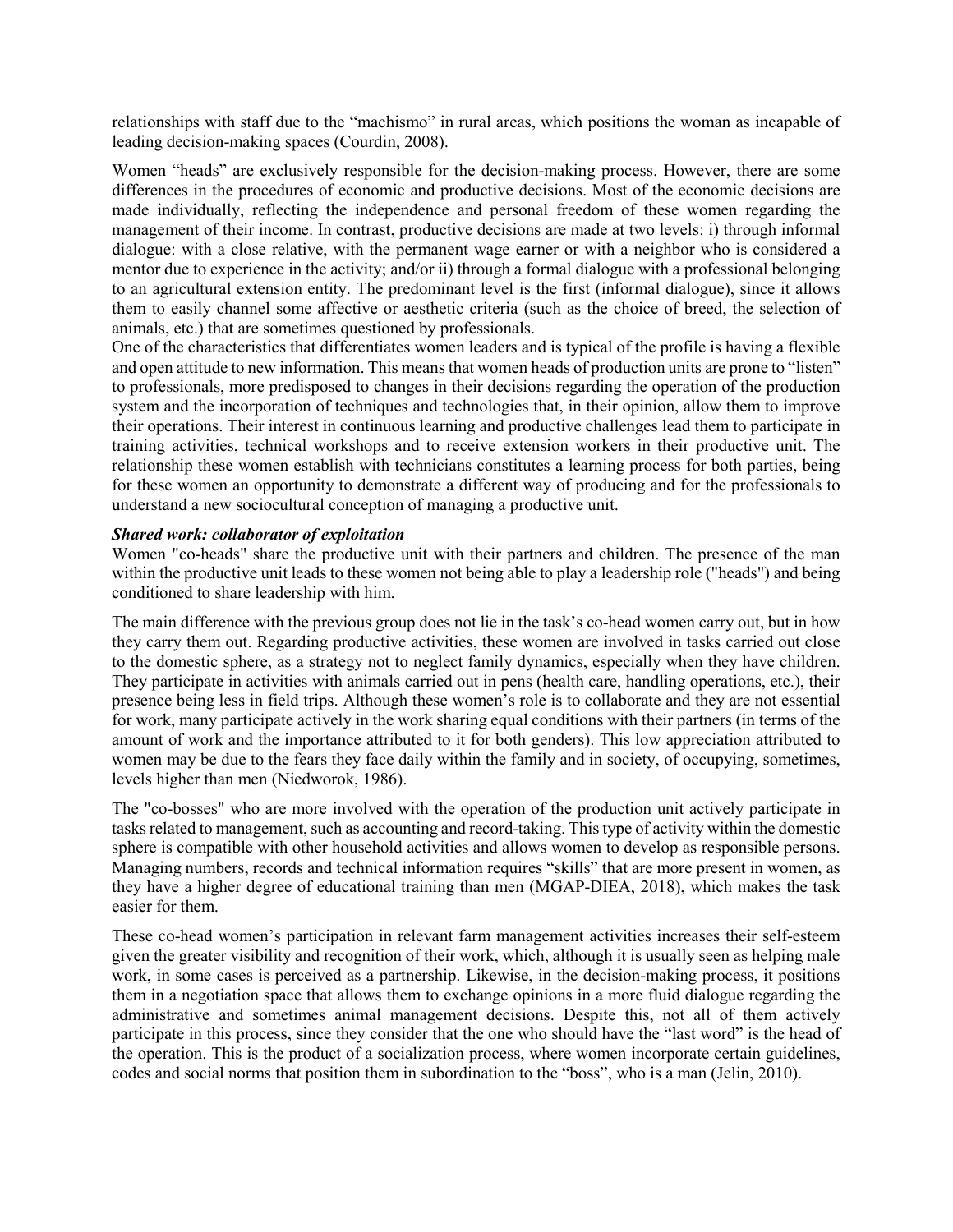relationships with staff due to the “machismo” in rural areas, which positions the woman as incapable of leading decision-making spaces (Courdin, 2008).

Women “heads” are exclusively responsible for the decision-making process. However, there are some differences in the procedures of economic and productive decisions. Most of the economic decisions are made individually, reflecting the independence and personal freedom of these women regarding the management of their income. In contrast, productive decisions are made at two levels: i) through informal dialogue: with a close relative, with the permanent wage earner or with a neighbor who is considered a mentor due to experience in the activity; and/or ii) through a formal dialogue with a professional belonging to an agricultural extension entity. The predominant level is the first (informal dialogue), since it allows them to easily channel some affective or aesthetic criteria (such as the choice of breed, the selection of animals, etc.) that are sometimes questioned by professionals.

One of the characteristics that differentiates women leaders and is typical of the profile is having a flexible and open attitude to new information. This means that women heads of production units are prone to “listen” to professionals, more predisposed to changes in their decisions regarding the operation of the production system and the incorporation of techniques and technologies that, in their opinion, allow them to improve their operations. Their interest in continuous learning and productive challenges lead them to participate in training activities, technical workshops and to receive extension workers in their productive unit. The relationship these women establish with technicians constitutes a learning process for both parties, being for these women an opportunity to demonstrate a different way of producing and for the professionals to understand a new sociocultural conception of managing a productive unit.

***Shared work: collaborator of exploitation***

Women "co-heads" share the productive unit with their partners and children. The presence of the man within the productive unit leads to these women not being able to play a leadership role ("heads") and being conditioned to share leadership with him.

The main difference with the previous group does not lie in the task’s co-head women carry out, but in how they carry them out. Regarding productive activities, these women are involved in tasks carried out close to the domestic sphere, as a strategy not to neglect family dynamics, especially when they have children. They participate in activities with animals carried out in pens (health care, handling operations, etc.), their presence being less in field trips. Although these women’s role is to collaborate and they are not essential for work, many participate actively in the work sharing equal conditions with their partners (in terms of the amount of work and the importance attributed to it for both genders). This low appreciation attributed to women may be due to the fears they face daily within the family and in society, of occupying, sometimes, levels higher than men (Niedworok, 1986).

The "co-bosses" who are more involved with the operation of the production unit actively participate in tasks related to management, such as accounting and record-taking. This type of activity within the domestic sphere is compatible with other household activities and allows women to develop as responsible persons. Managing numbers, records and technical information requires “skills” that are more present in women, as they have a higher degree of educational training than men (MGAP-DIEA, 2018), which makes the task easier for them.

These co-head women’s participation in relevant farm management activities increases their self-esteem given the greater visibility and recognition of their work, which, although it is usually seen as helping male work, in some cases is perceived as a partnership. Likewise, in the decision-making process, it positions them in a negotiation space that allows them to exchange opinions in a more fluid dialogue regarding the administrative and sometimes animal management decisions. Despite this, not all of them actively participate in this process, since they consider that the one who should have the “last word” is the head of the operation. This is the product of a socialization process, where women incorporate certain guidelines, codes and social norms that position them in subordination to the “boss”, who is a man (Jelin, 2010).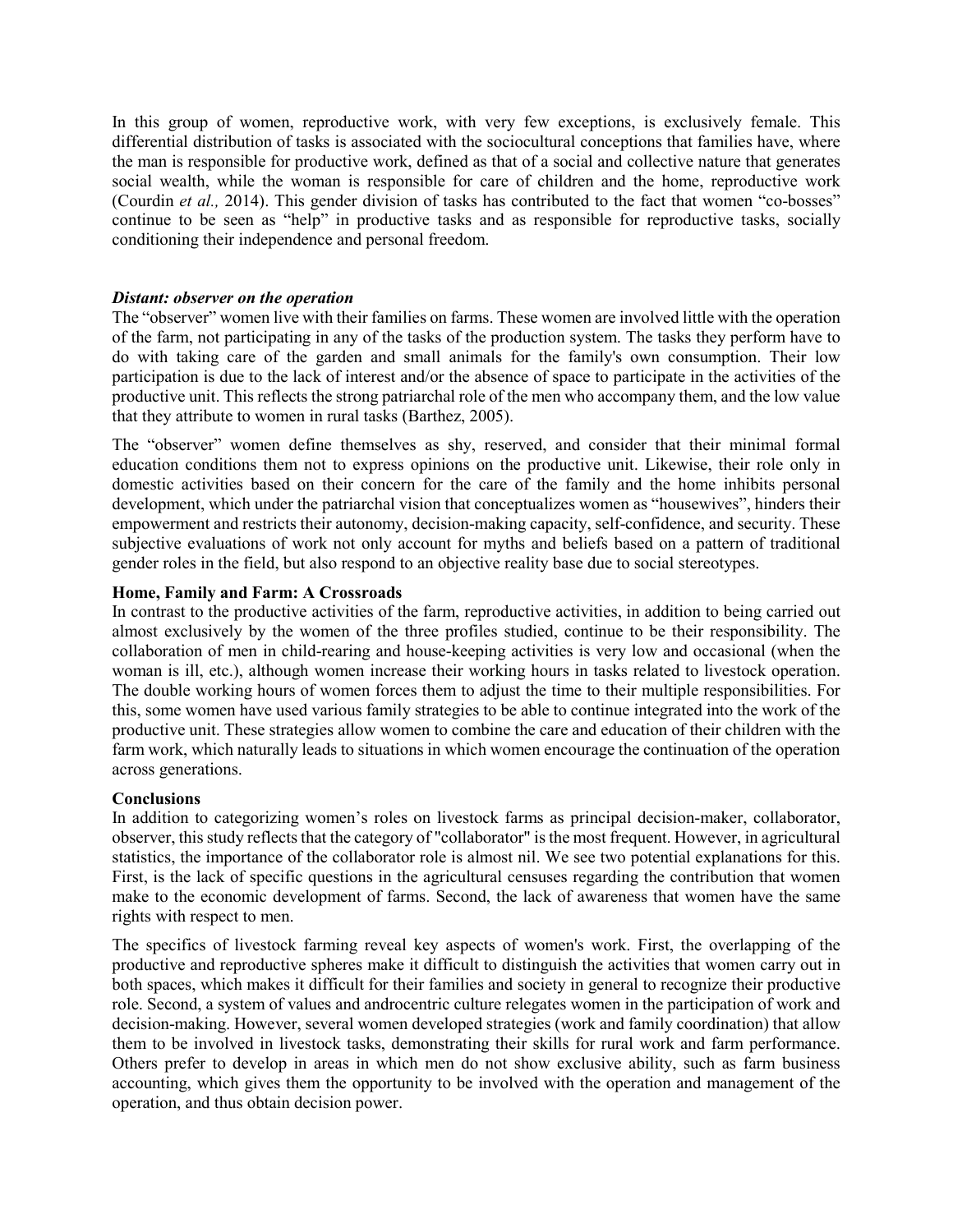In this group of women, reproductive work, with very few exceptions, is exclusively female. This differential distribution of tasks is associated with the sociocultural conceptions that families have, where the man is responsible for productive work, defined as that of a social and collective nature that generates social wealth, while the woman is responsible for care of children and the home, reproductive work (Courdin *et al.,* 2014). This gender division of tasks has contributed to the fact that women "co-bosses" continue to be seen as "help" in productive tasks and as responsible for reproductive tasks, socially conditioning their independence and personal freedom.

***Distant: observer on the operation***

The "observer" women live with their families on farms. These women are involved little with the operation of the farm, not participating in any of the tasks of the production system. The tasks they perform have to do with taking care of the garden and small animals for the family's own consumption. Their low participation is due to the lack of interest and/or the absence of space to participate in the activities of the productive unit. This reflects the strong patriarchal role of the men who accompany them, and the low value that they attribute to women in rural tasks (Barthez, 2005).

The "observer" women define themselves as shy, reserved, and consider that their minimal formal education conditions them not to express opinions on the productive unit. Likewise, their role only in domestic activities based on their concern for the care of the family and the home inhibits personal development, which under the patriarchal vision that conceptualizes women as "housewives", hinders their empowerment and restricts their autonomy, decision-making capacity, self-confidence, and security. These subjective evaluations of work not only account for myths and beliefs based on a pattern of traditional gender roles in the field, but also respond to an objective reality base due to social stereotypes.

**Home, Family and Farm: A Crossroads**

In contrast to the productive activities of the farm, reproductive activities, in addition to being carried out almost exclusively by the women of the three profiles studied, continue to be their responsibility. The collaboration of men in child-rearing and house-keeping activities is very low and occasional (when the woman is ill, etc.), although women increase their working hours in tasks related to livestock operation. The double working hours of women forces them to adjust the time to their multiple responsibilities. For this, some women have used various family strategies to be able to continue integrated into the work of the productive unit. These strategies allow women to combine the care and education of their children with the farm work, which naturally leads to situations in which women encourage the continuation of the operation across generations.

**Conclusions**

In addition to categorizing women's roles on livestock farms as principal decision-maker, collaborator, observer, this study reflects that the category of "collaborator" is the most frequent. However, in agricultural statistics, the importance of the collaborator role is almost nil. We see two potential explanations for this. First, is the lack of specific questions in the agricultural censuses regarding the contribution that women make to the economic development of farms. Second, the lack of awareness that women have the same rights with respect to men.

The specifics of livestock farming reveal key aspects of women's work. First, the overlapping of the productive and reproductive spheres make it difficult to distinguish the activities that women carry out in both spaces, which makes it difficult for their families and society in general to recognize their productive role. Second, a system of values and androcentric culture relegates women in the participation of work and decision-making. However, several women developed strategies (work and family coordination) that allow them to be involved in livestock tasks, demonstrating their skills for rural work and farm performance. Others prefer to develop in areas in which men do not show exclusive ability, such as farm business accounting, which gives them the opportunity to be involved with the operation and management of the operation, and thus obtain decision power.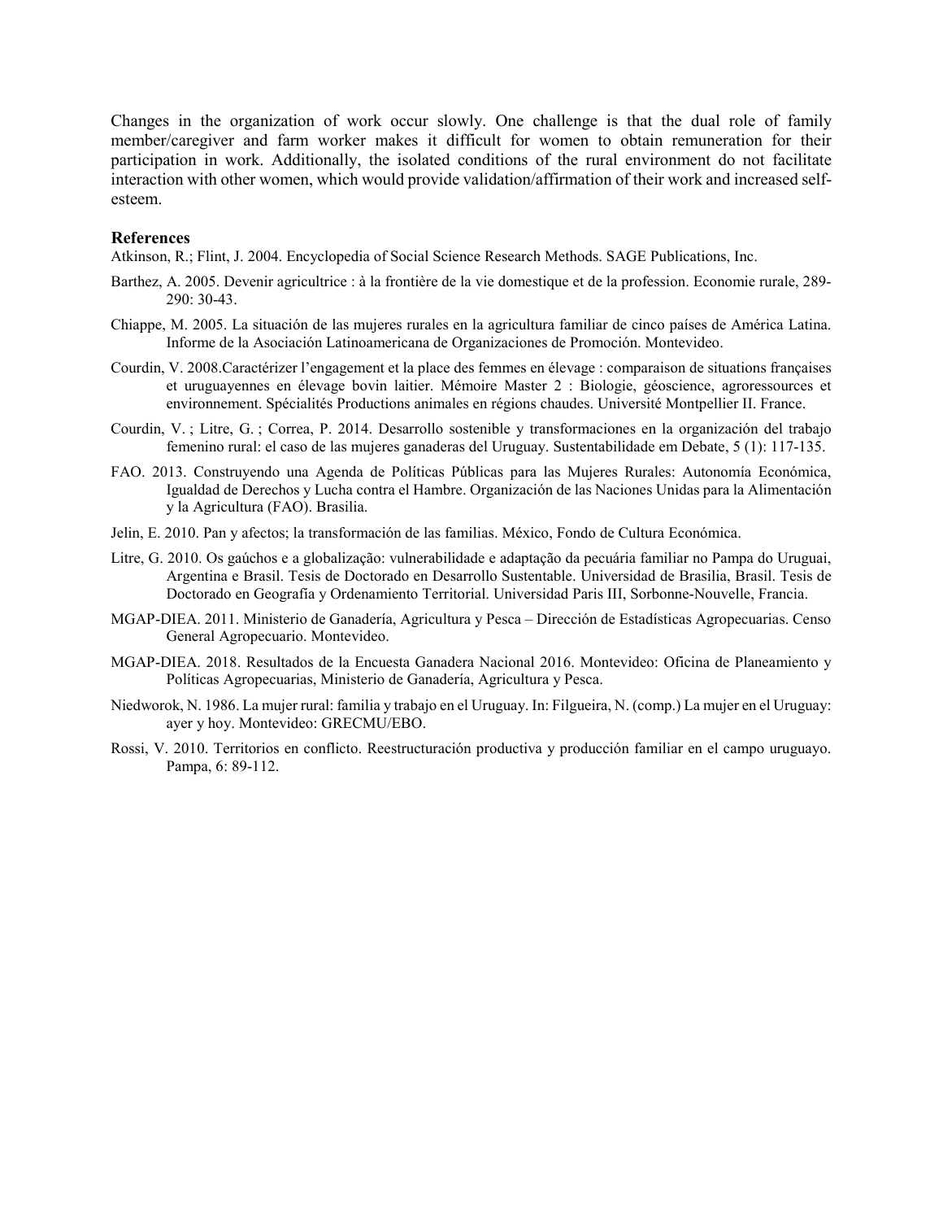Changes in the organization of work occur slowly. One challenge is that the dual role of family member/caregiver and farm worker makes it difficult for women to obtain remuneration for their participation in work. Additionally, the isolated conditions of the rural environment do not facilitate interaction with other women, which would provide validation/affirmation of their work and increased self-esteem.

## References

Atkinson, R.; Flint, J. 2004. Encyclopedia of Social Science Research Methods. SAGE Publications, Inc.

Barthez, A. 2005. Devenir agricultrice : à la frontière de la vie domestique et de la profession. Economie rurale, 289-290: 30-43.

Chiappe, M. 2005. La situación de las mujeres rurales en la agricultura familiar de cinco países de América Latina. Informe de la Asociación Latinoamericana de Organizaciones de Promoción. Montevideo.

Courdin, V. 2008.Caractérizer l'engagement et la place des femmes en élevage : comparaison de situations françaises et uruguayennes en élevage bovin laitier. Mémoire Master 2 : Biologie, géoscience, agroressources et environnement. Spécialités Productions animales en régions chaudes. Université Montpellier II. France.

Courdin, V. ; Litre, G. ; Correa, P. 2014. Desarrollo sostenible y transformaciones en la organización del trabajo femenino rural: el caso de las mujeres ganaderas del Uruguay. Sustentabilidade em Debate, 5 (1): 117-135.

FAO. 2013. Construyendo una Agenda de Políticas Públicas para las Mujeres Rurales: Autonomía Económica, Igualdad de Derechos y Lucha contra el Hambre. Organización de las Naciones Unidas para la Alimentación y la Agricultura (FAO). Brasilia.

Jelin, E. 2010. Pan y afectos; la transformación de las familias. México, Fondo de Cultura Económica.

Litre, G. 2010. Os gaúchos e a globalização: vulnerabilidade e adaptação da pecuária familiar no Pampa do Uruguai, Argentina e Brasil. Tesis de Doctorado en Desarrollo Sustentable. Universidad de Brasilia, Brasil. Tesis de Doctorado en Geografía y Ordenamiento Territorial. Universidad Paris III, Sorbonne-Nouvelle, Francia.

MGAP-DIEA. 2011. Ministerio de Ganadería, Agricultura y Pesca – Dirección de Estadísticas Agropecuarias. Censo General Agropecuario. Montevideo.

MGAP-DIEA. 2018. Resultados de la Encuesta Ganadera Nacional 2016. Montevideo: Oficina de Planeamiento y Políticas Agropecuarias, Ministerio de Ganadería, Agricultura y Pesca.

Niedworok, N. 1986. La mujer rural: familia y trabajo en el Uruguay. In: Filgueira, N. (comp.) La mujer en el Uruguay: ayer y hoy. Montevideo: GRECMU/EBO.

Rossi, V. 2010. Territorios en conflicto. Reestructuración productiva y producción familiar en el campo uruguayo. Pampa, 6: 89-112.